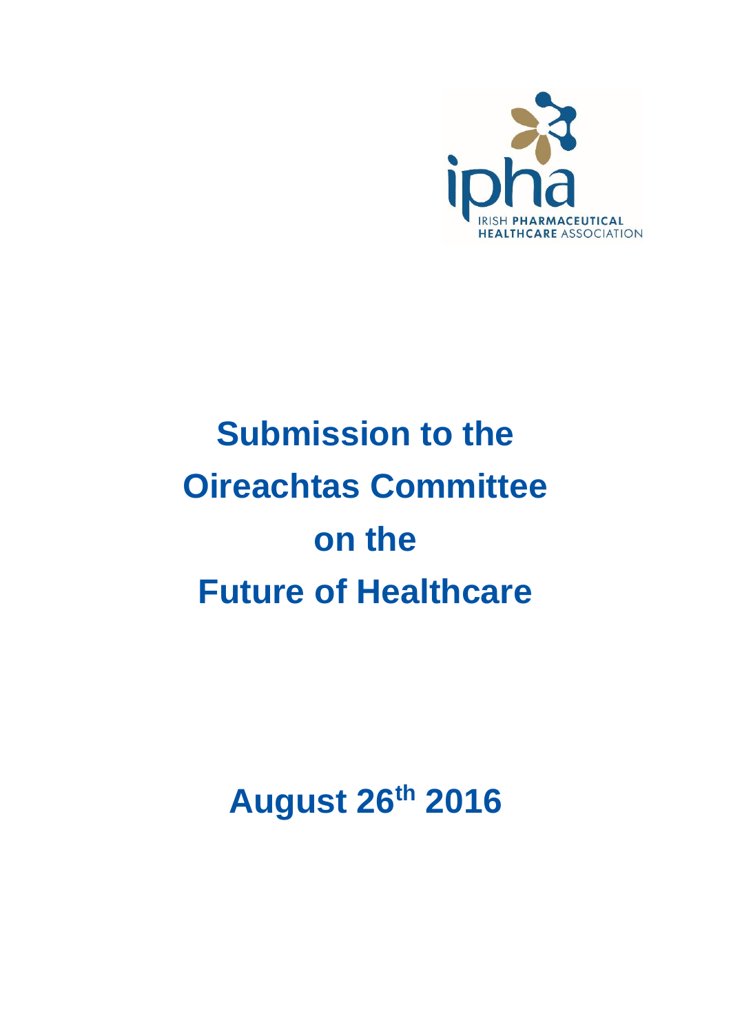IRISH PHARMACEUTICAL HEALTHCARE ASSOCIATION

# Submission to the Oireachtas Committee on the Future of Healthcare

**August 26th 2016**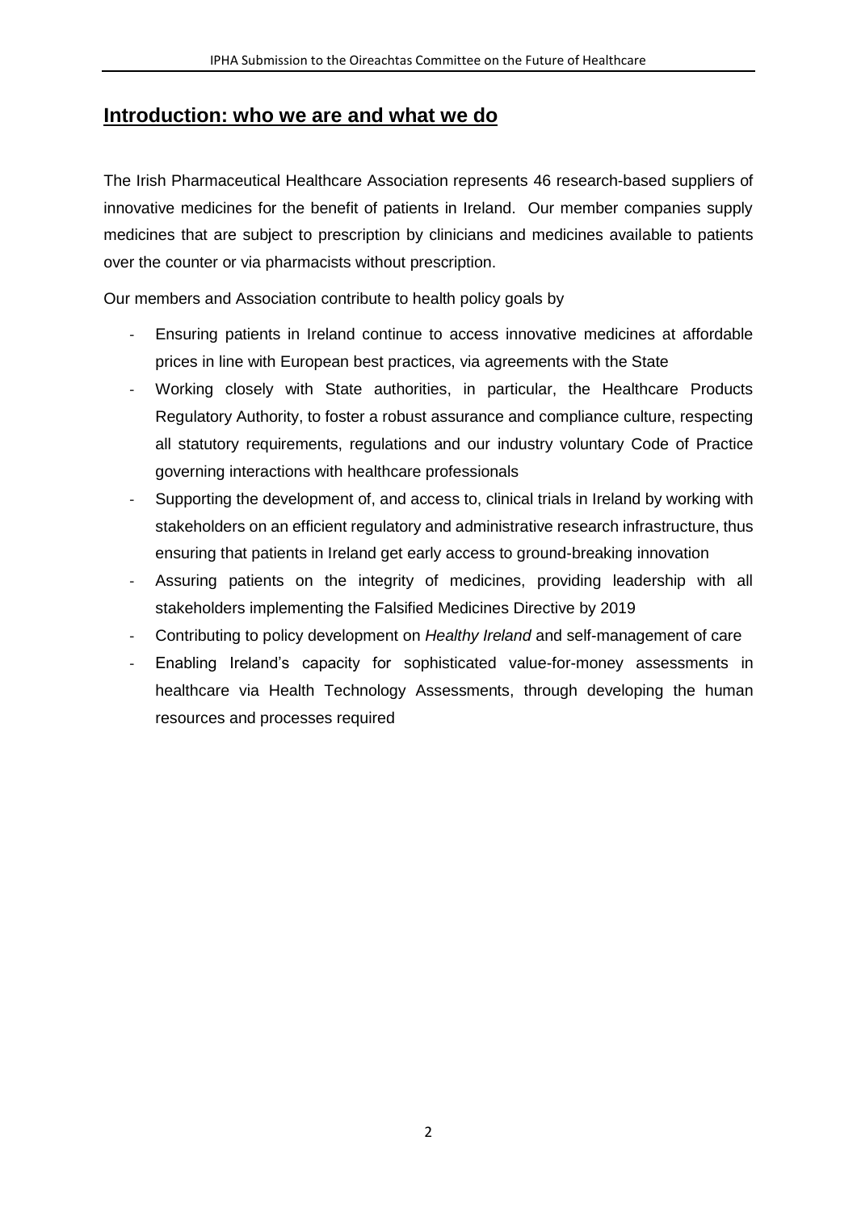## Introduction: who we are and what we do

The Irish Pharmaceutical Healthcare Association represents 46 research-based suppliers of innovative medicines for the benefit of patients in Ireland. Our member companies supply medicines that are subject to prescription by clinicians and medicines available to patients over the counter or via pharmacists without prescription.

Our members and Association contribute to health policy goals by

- Ensuring patients in Ireland continue to access innovative medicines at affordable prices in line with European best practices, via agreements with the State
- Working closely with State authorities, in particular, the Healthcare Products Regulatory Authority, to foster a robust assurance and compliance culture, respecting all statutory requirements, regulations and our industry voluntary Code of Practice governing interactions with healthcare professionals
- Supporting the development of, and access to, clinical trials in Ireland by working with stakeholders on an efficient regulatory and administrative research infrastructure, thus ensuring that patients in Ireland get early access to ground-breaking innovation
- Assuring patients on the integrity of medicines, providing leadership with all stakeholders implementing the Falsified Medicines Directive by 2019
- Contributing to policy development on *Healthy Ireland* and self-management of care
- Enabling Ireland's capacity for sophisticated value-for-money assessments in healthcare via Health Technology Assessments, through developing the human resources and processes required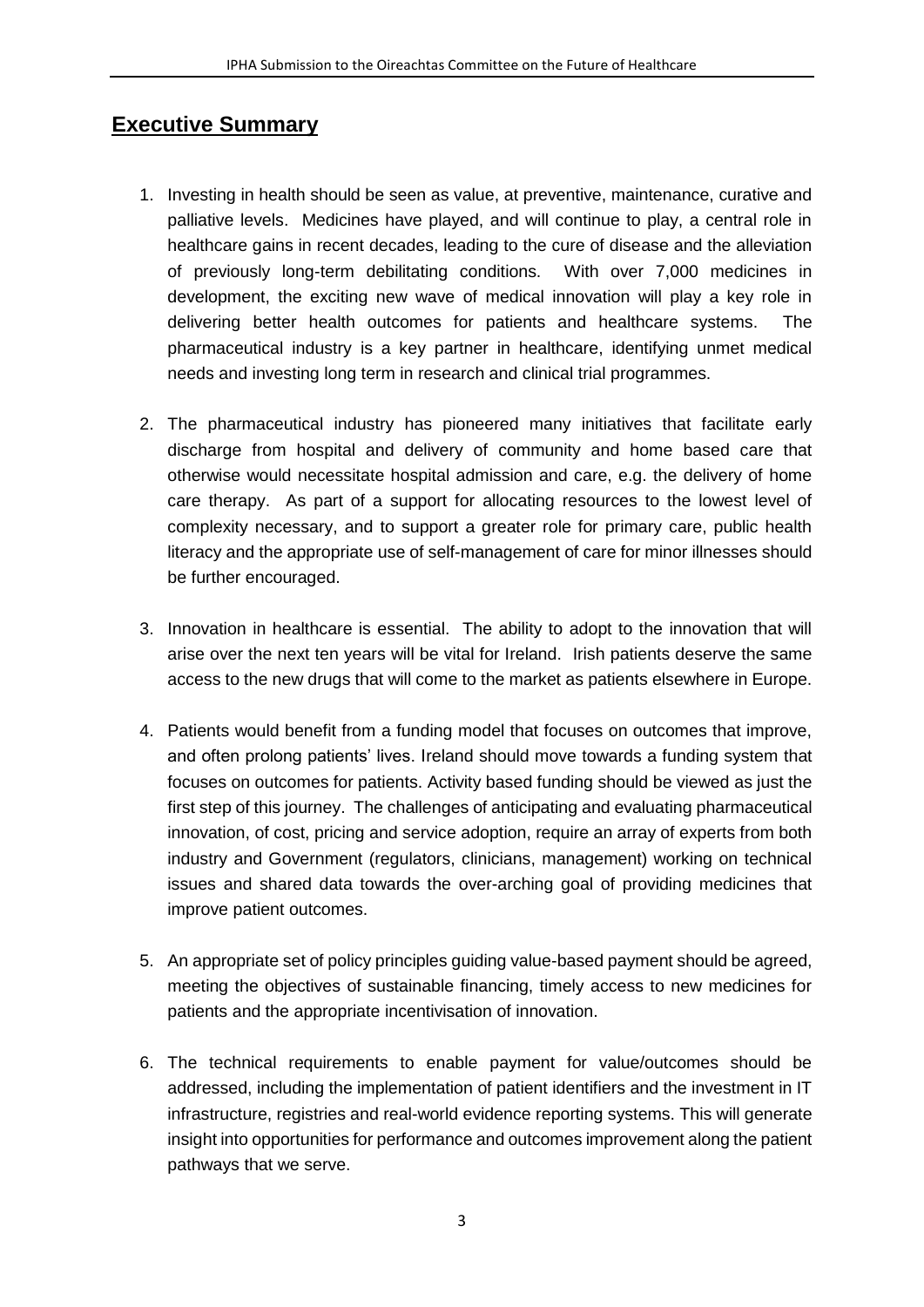## Executive Summary

1. Investing in health should be seen as value, at preventive, maintenance, curative and palliative levels. Medicines have played, and will continue to play, a central role in healthcare gains in recent decades, leading to the cure of disease and the alleviation of previously long-term debilitating conditions. With over 7,000 medicines in development, the exciting new wave of medical innovation will play a key role in delivering better health outcomes for patients and healthcare systems. The pharmaceutical industry is a key partner in healthcare, identifying unmet medical needs and investing long term in research and clinical trial programmes.

2. The pharmaceutical industry has pioneered many initiatives that facilitate early discharge from hospital and delivery of community and home based care that otherwise would necessitate hospital admission and care, e.g. the delivery of home care therapy. As part of a support for allocating resources to the lowest level of complexity necessary, and to support a greater role for primary care, public health literacy and the appropriate use of self-management of care for minor illnesses should be further encouraged.

3. Innovation in healthcare is essential. The ability to adopt to the innovation that will arise over the next ten years will be vital for Ireland. Irish patients deserve the same access to the new drugs that will come to the market as patients elsewhere in Europe.

4. Patients would benefit from a funding model that focuses on outcomes that improve, and often prolong patients' lives. Ireland should move towards a funding system that focuses on outcomes for patients. Activity based funding should be viewed as just the first step of this journey. The challenges of anticipating and evaluating pharmaceutical innovation, of cost, pricing and service adoption, require an array of experts from both industry and Government (regulators, clinicians, management) working on technical issues and shared data towards the over-arching goal of providing medicines that improve patient outcomes.

5. An appropriate set of policy principles guiding value-based payment should be agreed, meeting the objectives of sustainable financing, timely access to new medicines for patients and the appropriate incentivisation of innovation.

6. The technical requirements to enable payment for value/outcomes should be addressed, including the implementation of patient identifiers and the investment in IT infrastructure, registries and real-world evidence reporting systems. This will generate insight into opportunities for performance and outcomes improvement along the patient pathways that we serve.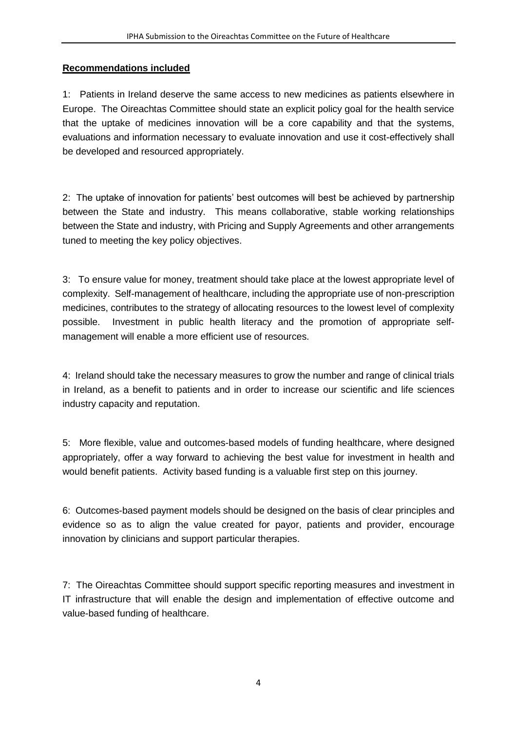**Recommendations included**

1: Patients in Ireland deserve the same access to new medicines as patients elsewhere in Europe. The Oireachtas Committee should state an explicit policy goal for the health service that the uptake of medicines innovation will be a core capability and that the systems, evaluations and information necessary to evaluate innovation and use it cost-effectively shall be developed and resourced appropriately.

2: The uptake of innovation for patients' best outcomes will best be achieved by partnership between the State and industry. This means collaborative, stable working relationships between the State and industry, with Pricing and Supply Agreements and other arrangements tuned to meeting the key policy objectives.

3: To ensure value for money, treatment should take place at the lowest appropriate level of complexity. Self-management of healthcare, including the appropriate use of non-prescription medicines, contributes to the strategy of allocating resources to the lowest level of complexity possible. Investment in public health literacy and the promotion of appropriate self-management will enable a more efficient use of resources.

4: Ireland should take the necessary measures to grow the number and range of clinical trials in Ireland, as a benefit to patients and in order to increase our scientific and life sciences industry capacity and reputation.

5: More flexible, value and outcomes-based models of funding healthcare, where designed appropriately, offer a way forward to achieving the best value for investment in health and would benefit patients. Activity based funding is a valuable first step on this journey.

6: Outcomes-based payment models should be designed on the basis of clear principles and evidence so as to align the value created for payor, patients and provider, encourage innovation by clinicians and support particular therapies.

7: The Oireachtas Committee should support specific reporting measures and investment in IT infrastructure that will enable the design and implementation of effective outcome and value-based funding of healthcare.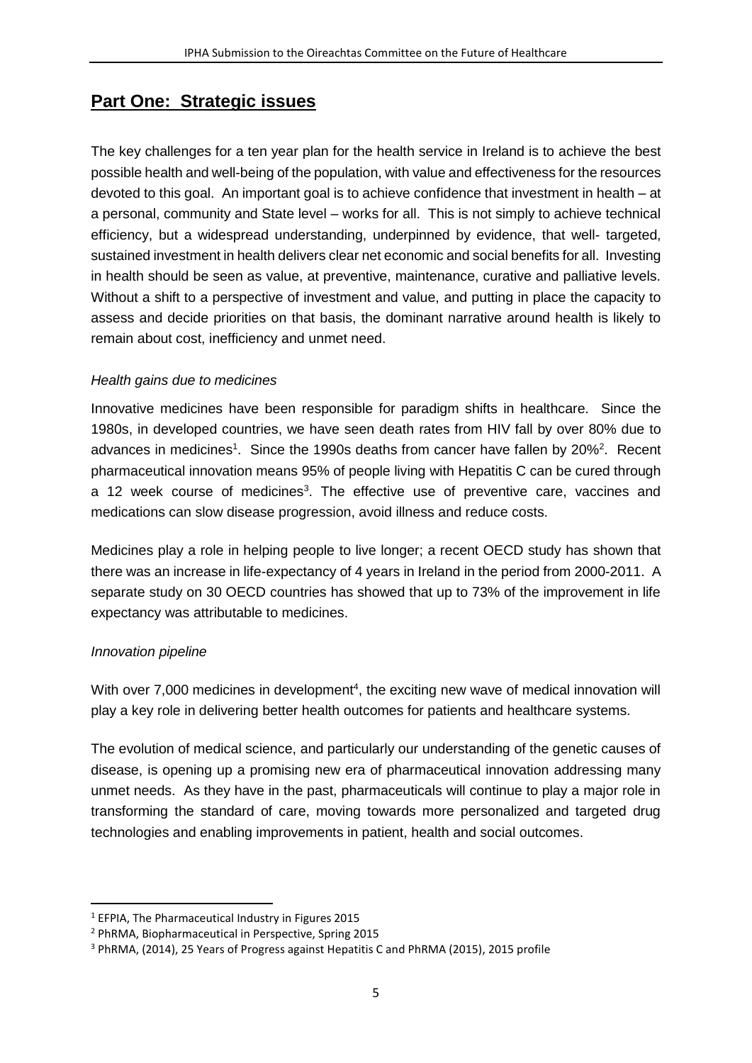## Part One: Strategic issues

The key challenges for a ten year plan for the health service in Ireland is to achieve the best possible health and well-being of the population, with value and effectiveness for the resources devoted to this goal. An important goal is to achieve confidence that investment in health – at a personal, community and State level – works for all. This is not simply to achieve technical efficiency, but a widespread understanding, underpinned by evidence, that well- targeted, sustained investment in health delivers clear net economic and social benefits for all. Investing in health should be seen as value, at preventive, maintenance, curative and palliative levels. Without a shift to a perspective of investment and value, and putting in place the capacity to assess and decide priorities on that basis, the dominant narrative around health is likely to remain about cost, inefficiency and unmet need.

*Health gains due to medicines*

Innovative medicines have been responsible for paradigm shifts in healthcare. Since the 1980s, in developed countries, we have seen death rates from HIV fall by over 80% due to advances in medicines[1]. Since the 1990s deaths from cancer have fallen by 20%[2]. Recent pharmaceutical innovation means 95% of people living with Hepatitis C can be cured through a 12 week course of medicines[3]. The effective use of preventive care, vaccines and medications can slow disease progression, avoid illness and reduce costs.

Medicines play a role in helping people to live longer; a recent OECD study has shown that there was an increase in life-expectancy of 4 years in Ireland in the period from 2000-2011. A separate study on 30 OECD countries has showed that up to 73% of the improvement in life expectancy was attributable to medicines.

*Innovation pipeline*

With over 7,000 medicines in development[4], the exciting new wave of medical innovation will play a key role in delivering better health outcomes for patients and healthcare systems.

The evolution of medical science, and particularly our understanding of the genetic causes of disease, is opening up a promising new era of pharmaceutical innovation addressing many unmet needs. As they have in the past, pharmaceuticals will continue to play a major role in transforming the standard of care, moving towards more personalized and targeted drug technologies and enabling improvements in patient, health and social outcomes.

---

[1] EFPIA, The Pharmaceutical Industry in Figures 2015

[2] PhRMA, Biopharmaceutical in Perspective, Spring 2015

[3] PhRMA, (2014), 25 Years of Progress against Hepatitis C and PhRMA (2015), 2015 profile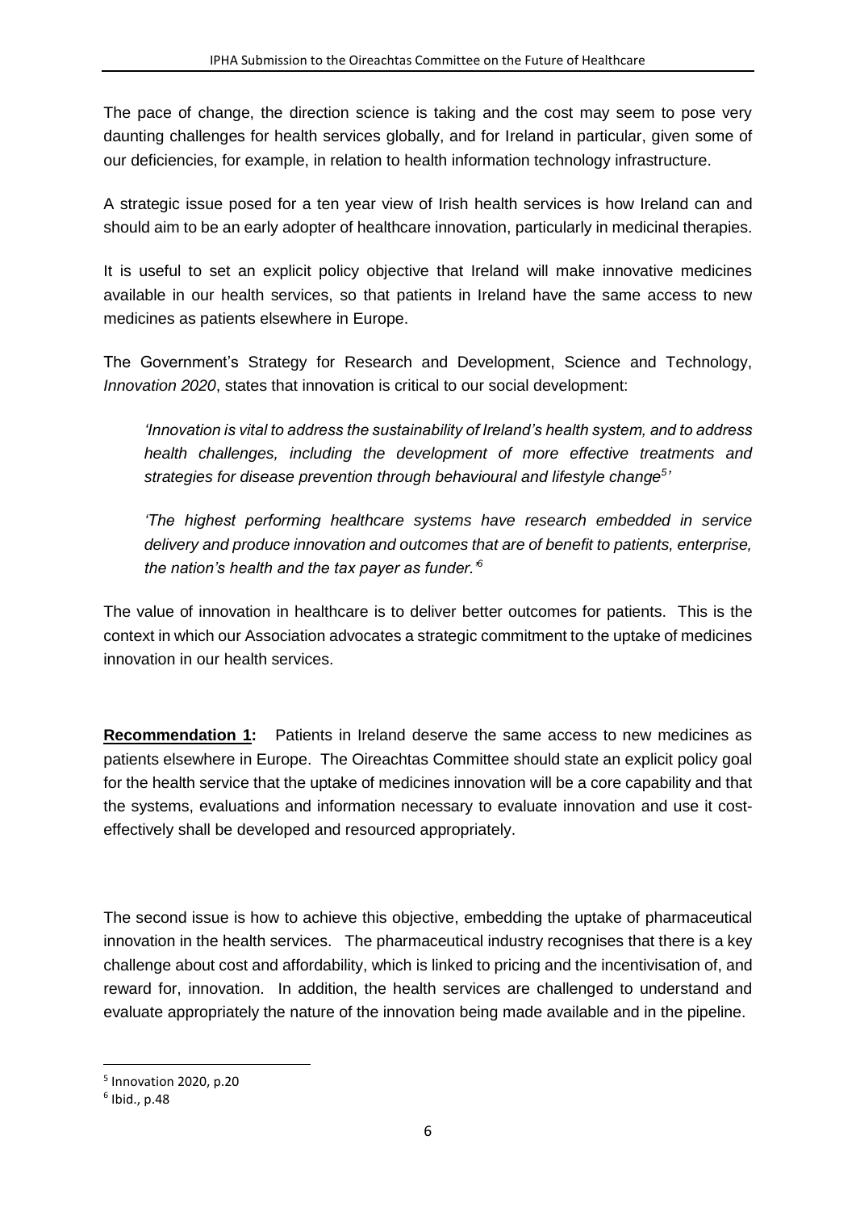The pace of change, the direction science is taking and the cost may seem to pose very daunting challenges for health services globally, and for Ireland in particular, given some of our deficiencies, for example, in relation to health information technology infrastructure.

A strategic issue posed for a ten year view of Irish health services is how Ireland can and should aim to be an early adopter of healthcare innovation, particularly in medicinal therapies.

It is useful to set an explicit policy objective that Ireland will make innovative medicines available in our health services, so that patients in Ireland have the same access to new medicines as patients elsewhere in Europe.

The Government's Strategy for Research and Development, Science and Technology, *Innovation 2020*, states that innovation is critical to our social development:

> *'Innovation is vital to address the sustainability of Ireland's health system, and to address health challenges, including the development of more effective treatments and strategies for disease prevention through behavioural and lifestyle change[5]'*
>
> *'The highest performing healthcare systems have research embedded in service delivery and produce innovation and outcomes that are of benefit to patients, enterprise, the nation's health and the tax payer as funder.'[6]*

The value of innovation in healthcare is to deliver better outcomes for patients. This is the context in which our Association advocates a strategic commitment to the uptake of medicines innovation in our health services.

**Recommendation 1:** Patients in Ireland deserve the same access to new medicines as patients elsewhere in Europe. The Oireachtas Committee should state an explicit policy goal for the health service that the uptake of medicines innovation will be a core capability and that the systems, evaluations and information necessary to evaluate innovation and use it cost-effectively shall be developed and resourced appropriately.

The second issue is how to achieve this objective, embedding the uptake of pharmaceutical innovation in the health services. The pharmaceutical industry recognises that there is a key challenge about cost and affordability, which is linked to pricing and the incentivisation of, and reward for, innovation. In addition, the health services are challenged to understand and evaluate appropriately the nature of the innovation being made available and in the pipeline.

---

[5] Innovation 2020, p.20

[6] Ibid., p.48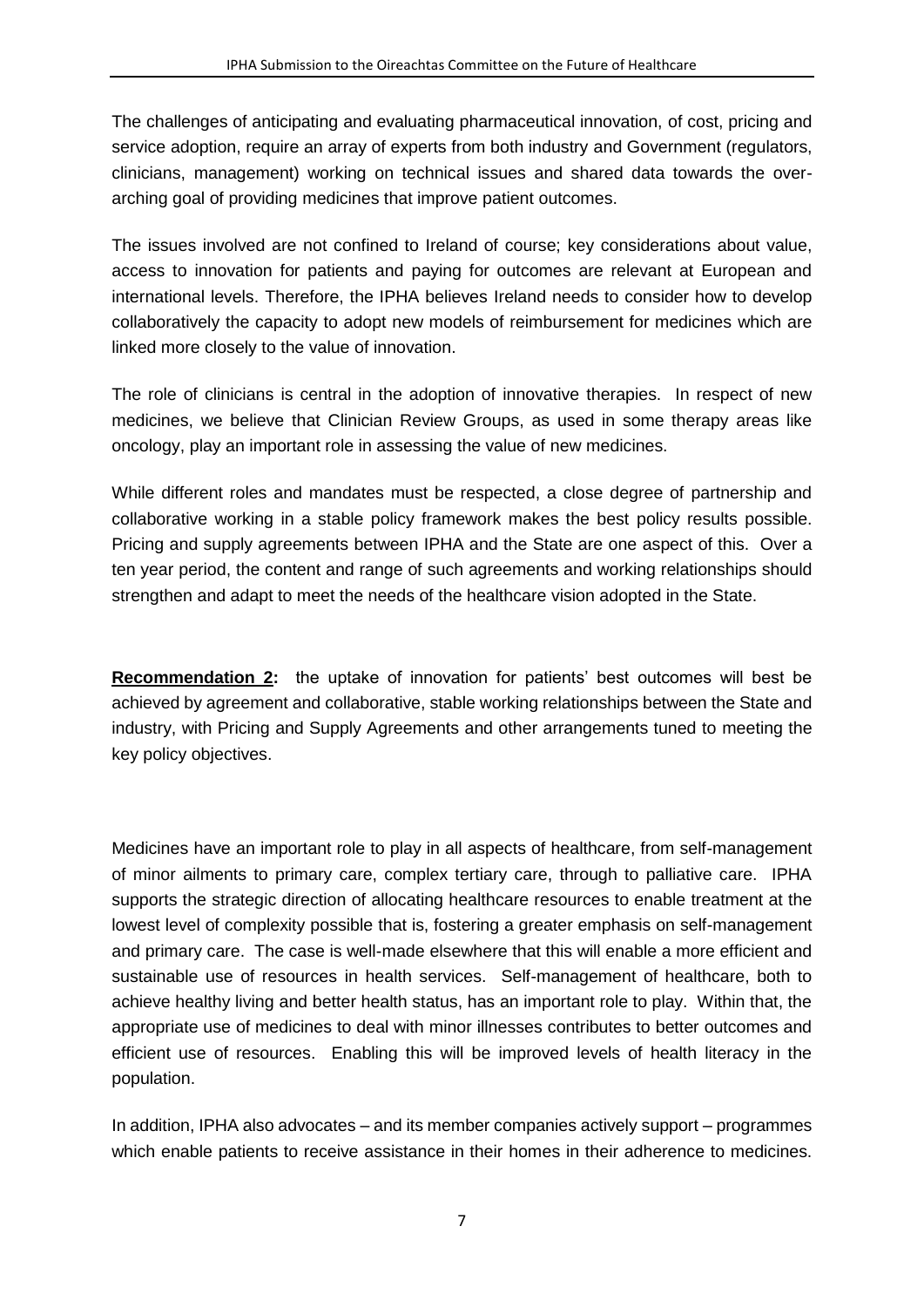The challenges of anticipating and evaluating pharmaceutical innovation, of cost, pricing and service adoption, require an array of experts from both industry and Government (regulators, clinicians, management) working on technical issues and shared data towards the over-arching goal of providing medicines that improve patient outcomes.

The issues involved are not confined to Ireland of course; key considerations about value, access to innovation for patients and paying for outcomes are relevant at European and international levels. Therefore, the IPHA believes Ireland needs to consider how to develop collaboratively the capacity to adopt new models of reimbursement for medicines which are linked more closely to the value of innovation.

The role of clinicians is central in the adoption of innovative therapies. In respect of new medicines, we believe that Clinician Review Groups, as used in some therapy areas like oncology, play an important role in assessing the value of new medicines.

While different roles and mandates must be respected, a close degree of partnership and collaborative working in a stable policy framework makes the best policy results possible. Pricing and supply agreements between IPHA and the State are one aspect of this. Over a ten year period, the content and range of such agreements and working relationships should strengthen and adapt to meet the needs of the healthcare vision adopted in the State.

**Recommendation 2:** the uptake of innovation for patients' best outcomes will best be achieved by agreement and collaborative, stable working relationships between the State and industry, with Pricing and Supply Agreements and other arrangements tuned to meeting the key policy objectives.

Medicines have an important role to play in all aspects of healthcare, from self-management of minor ailments to primary care, complex tertiary care, through to palliative care. IPHA supports the strategic direction of allocating healthcare resources to enable treatment at the lowest level of complexity possible that is, fostering a greater emphasis on self-management and primary care. The case is well-made elsewhere that this will enable a more efficient and sustainable use of resources in health services. Self-management of healthcare, both to achieve healthy living and better health status, has an important role to play. Within that, the appropriate use of medicines to deal with minor illnesses contributes to better outcomes and efficient use of resources. Enabling this will be improved levels of health literacy in the population.

In addition, IPHA also advocates – and its member companies actively support – programmes which enable patients to receive assistance in their homes in their adherence to medicines.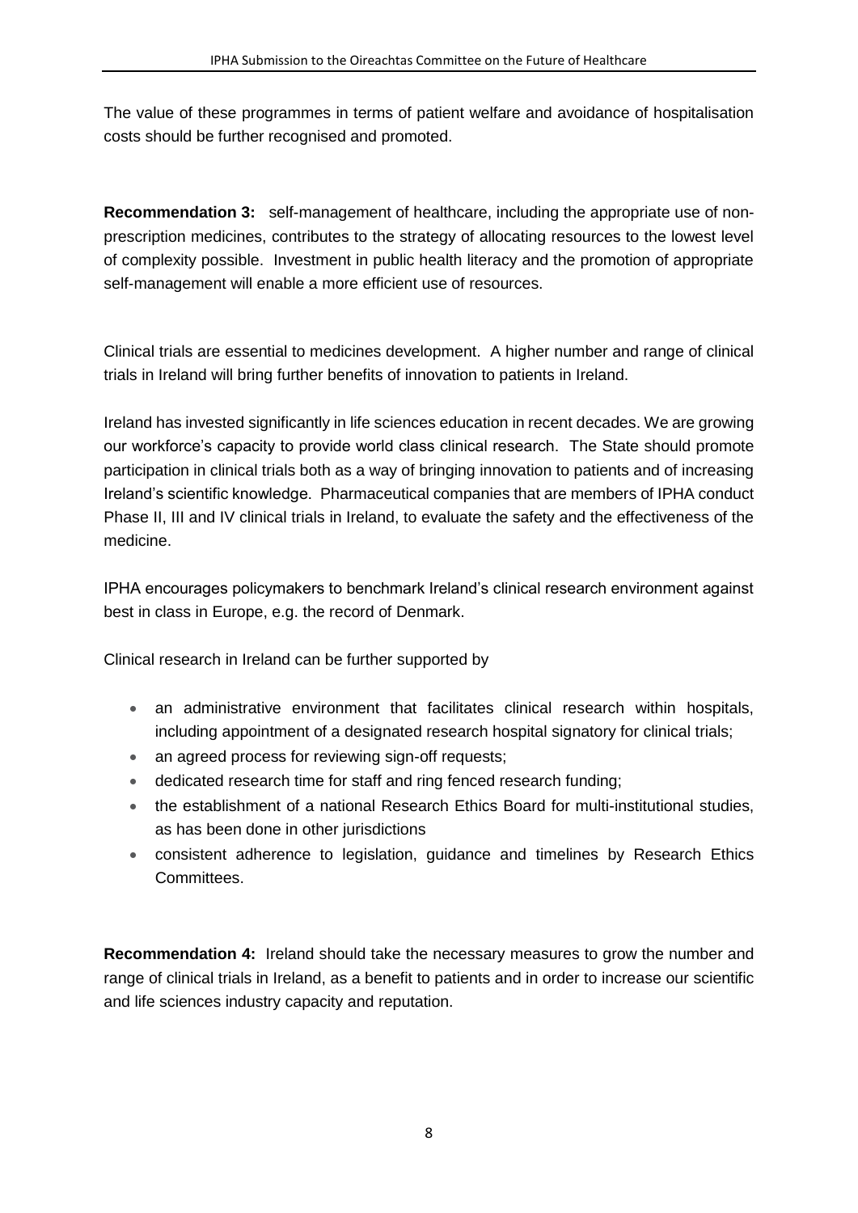The value of these programmes in terms of patient welfare and avoidance of hospitalisation costs should be further recognised and promoted.

**Recommendation 3:** self-management of healthcare, including the appropriate use of non-prescription medicines, contributes to the strategy of allocating resources to the lowest level of complexity possible. Investment in public health literacy and the promotion of appropriate self-management will enable a more efficient use of resources.

Clinical trials are essential to medicines development. A higher number and range of clinical trials in Ireland will bring further benefits of innovation to patients in Ireland.

Ireland has invested significantly in life sciences education in recent decades. We are growing our workforce's capacity to provide world class clinical research. The State should promote participation in clinical trials both as a way of bringing innovation to patients and of increasing Ireland's scientific knowledge. Pharmaceutical companies that are members of IPHA conduct Phase II, III and IV clinical trials in Ireland, to evaluate the safety and the effectiveness of the medicine.

IPHA encourages policymakers to benchmark Ireland's clinical research environment against best in class in Europe, e.g. the record of Denmark.

Clinical research in Ireland can be further supported by

- an administrative environment that facilitates clinical research within hospitals, including appointment of a designated research hospital signatory for clinical trials;
- an agreed process for reviewing sign-off requests;
- dedicated research time for staff and ring fenced research funding;
- the establishment of a national Research Ethics Board for multi-institutional studies, as has been done in other jurisdictions
- consistent adherence to legislation, guidance and timelines by Research Ethics Committees.

**Recommendation 4:** Ireland should take the necessary measures to grow the number and range of clinical trials in Ireland, as a benefit to patients and in order to increase our scientific and life sciences industry capacity and reputation.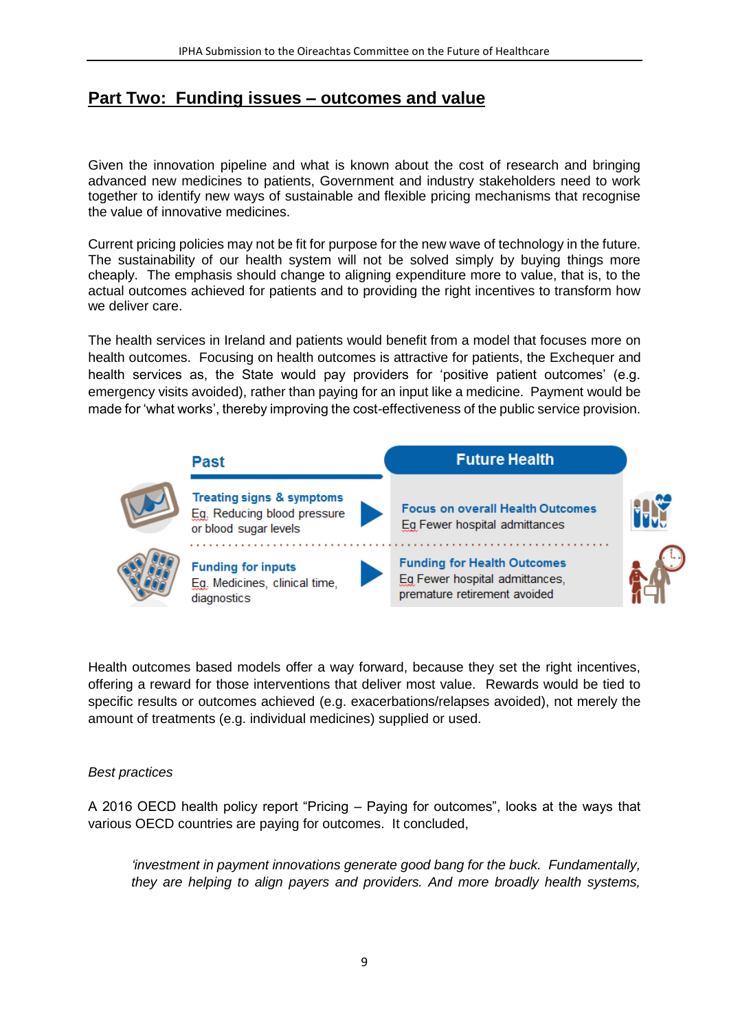## Part Two: Funding issues – outcomes and value

Given the innovation pipeline and what is known about the cost of research and bringing advanced new medicines to patients, Government and industry stakeholders need to work together to identify new ways of sustainable and flexible pricing mechanisms that recognise the value of innovative medicines.

Current pricing policies may not be fit for purpose for the new wave of technology in the future. The sustainability of our health system will not be solved simply by buying things more cheaply. The emphasis should change to aligning expenditure more to value, that is, to the actual outcomes achieved for patients and to providing the right incentives to transform how we deliver care.

The health services in Ireland and patients would benefit from a model that focuses more on health outcomes. Focusing on health outcomes is attractive for patients, the Exchequer and health services as, the State would pay providers for 'positive patient outcomes' (e.g. emergency visits avoided), rather than paying for an input like a medicine. Payment would be made for 'what works', thereby improving the cost-effectiveness of the public service provision.

| Past | Future Health |
|---|---|
| **Treating signs & symptoms**<br>Eg. Reducing blood pressure or blood sugar levels | **Focus on overall Health Outcomes**<br>Eg Fewer hospital admittances |
| **Funding for inputs**<br>Eg. Medicines, clinical time, diagnostics | **Funding for Health Outcomes**<br>Eg Fewer hospital admittances, premature retirement avoided |

Health outcomes based models offer a way forward, because they set the right incentives, offering a reward for those interventions that deliver most value. Rewards would be tied to specific results or outcomes achieved (e.g. exacerbations/relapses avoided), not merely the amount of treatments (e.g. individual medicines) supplied or used.

*Best practices*

A 2016 OECD health policy report "Pricing – Paying for outcomes", looks at the ways that various OECD countries are paying for outcomes. It concluded,

> *'investment in payment innovations generate good bang for the buck. Fundamentally, they are helping to align payers and providers. And more broadly health systems,*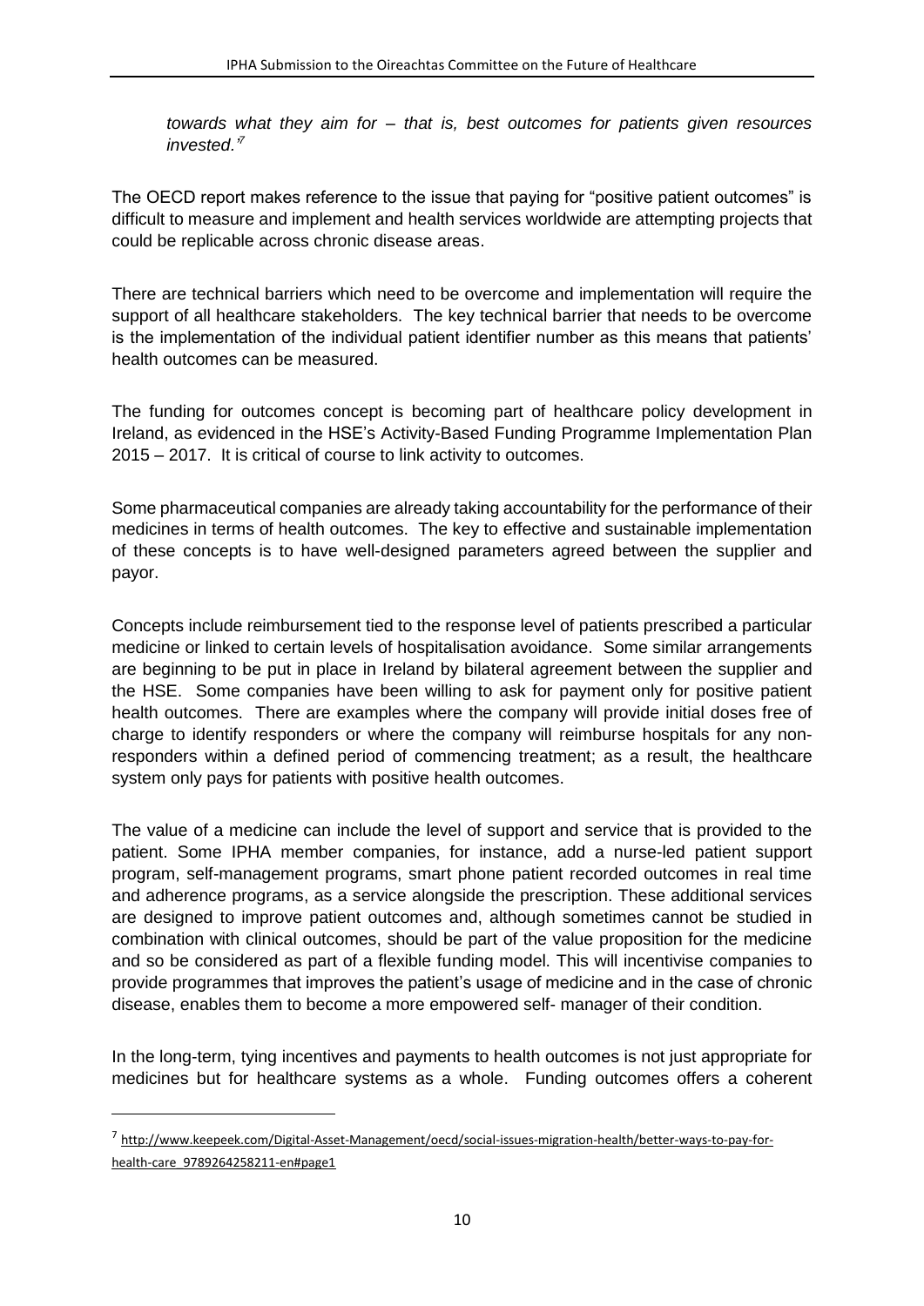*towards what they aim for – that is, best outcomes for patients given resources invested.'*[7]

The OECD report makes reference to the issue that paying for "positive patient outcomes" is difficult to measure and implement and health services worldwide are attempting projects that could be replicable across chronic disease areas.

There are technical barriers which need to be overcome and implementation will require the support of all healthcare stakeholders. The key technical barrier that needs to be overcome is the implementation of the individual patient identifier number as this means that patients' health outcomes can be measured.

The funding for outcomes concept is becoming part of healthcare policy development in Ireland, as evidenced in the HSE's Activity-Based Funding Programme Implementation Plan 2015 – 2017. It is critical of course to link activity to outcomes.

Some pharmaceutical companies are already taking accountability for the performance of their medicines in terms of health outcomes. The key to effective and sustainable implementation of these concepts is to have well-designed parameters agreed between the supplier and payor.

Concepts include reimbursement tied to the response level of patients prescribed a particular medicine or linked to certain levels of hospitalisation avoidance. Some similar arrangements are beginning to be put in place in Ireland by bilateral agreement between the supplier and the HSE. Some companies have been willing to ask for payment only for positive patient health outcomes. There are examples where the company will provide initial doses free of charge to identify responders or where the company will reimburse hospitals for any non-responders within a defined period of commencing treatment; as a result, the healthcare system only pays for patients with positive health outcomes.

The value of a medicine can include the level of support and service that is provided to the patient. Some IPHA member companies, for instance, add a nurse-led patient support program, self-management programs, smart phone patient recorded outcomes in real time and adherence programs, as a service alongside the prescription. These additional services are designed to improve patient outcomes and, although sometimes cannot be studied in combination with clinical outcomes, should be part of the value proposition for the medicine and so be considered as part of a flexible funding model. This will incentivise companies to provide programmes that improves the patient's usage of medicine and in the case of chronic disease, enables them to become a more empowered self- manager of their condition.

In the long-term, tying incentives and payments to health outcomes is not just appropriate for medicines but for healthcare systems as a whole. Funding outcomes offers a coherent

---

[7] http://www.keepeek.com/Digital-Asset-Management/oecd/social-issues-migration-health/better-ways-to-pay-for-health-care_9789264258211-en#page1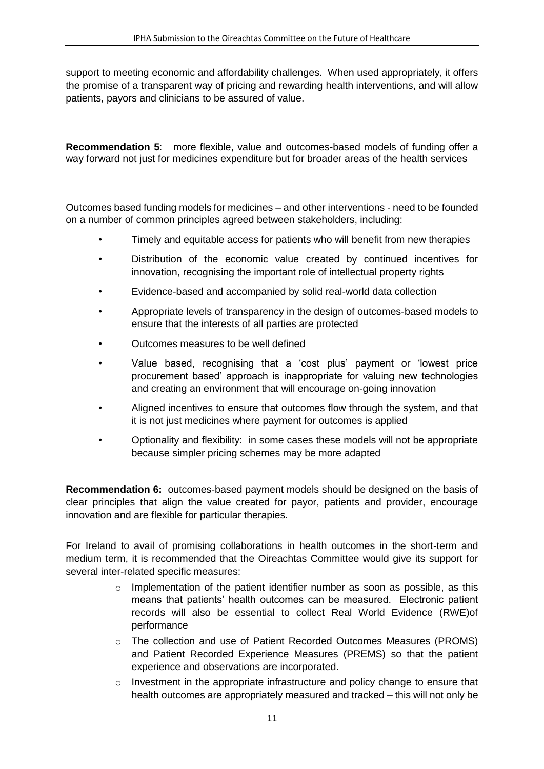support to meeting economic and affordability challenges. When used appropriately, it offers the promise of a transparent way of pricing and rewarding health interventions, and will allow patients, payors and clinicians to be assured of value.

**Recommendation 5**: more flexible, value and outcomes-based models of funding offer a way forward not just for medicines expenditure but for broader areas of the health services

Outcomes based funding models for medicines – and other interventions - need to be founded on a number of common principles agreed between stakeholders, including:

- Timely and equitable access for patients who will benefit from new therapies
- Distribution of the economic value created by continued incentives for innovation, recognising the important role of intellectual property rights
- Evidence-based and accompanied by solid real-world data collection
- Appropriate levels of transparency in the design of outcomes-based models to ensure that the interests of all parties are protected
- Outcomes measures to be well defined
- Value based, recognising that a 'cost plus' payment or 'lowest price procurement based' approach is inappropriate for valuing new technologies and creating an environment that will encourage on-going innovation
- Aligned incentives to ensure that outcomes flow through the system, and that it is not just medicines where payment for outcomes is applied
- Optionality and flexibility: in some cases these models will not be appropriate because simpler pricing schemes may be more adapted

**Recommendation 6:** outcomes-based payment models should be designed on the basis of clear principles that align the value created for payor, patients and provider, encourage innovation and are flexible for particular therapies.

For Ireland to avail of promising collaborations in health outcomes in the short-term and medium term, it is recommended that the Oireachtas Committee would give its support for several inter-related specific measures:

- Implementation of the patient identifier number as soon as possible, as this means that patients' health outcomes can be measured. Electronic patient records will also be essential to collect Real World Evidence (RWE)of performance
- The collection and use of Patient Recorded Outcomes Measures (PROMS) and Patient Recorded Experience Measures (PREMS) so that the patient experience and observations are incorporated.
- Investment in the appropriate infrastructure and policy change to ensure that health outcomes are appropriately measured and tracked – this will not only be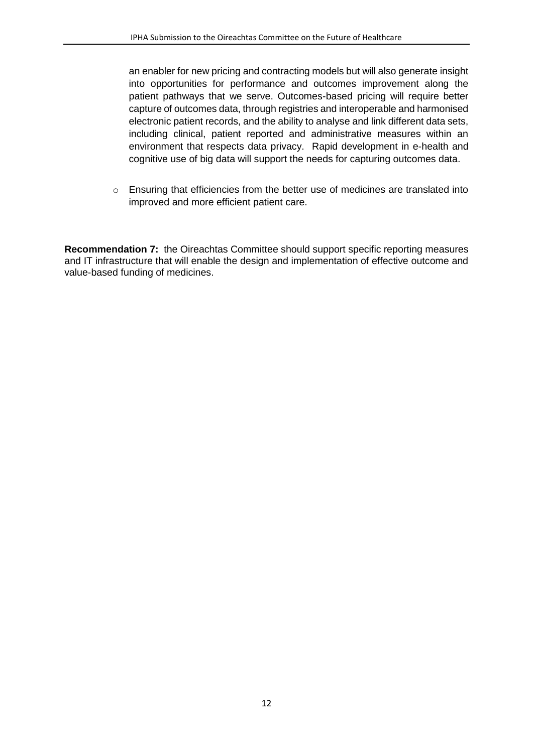an enabler for new pricing and contracting models but will also generate insight into opportunities for performance and outcomes improvement along the patient pathways that we serve. Outcomes-based pricing will require better capture of outcomes data, through registries and interoperable and harmonised electronic patient records, and the ability to analyse and link different data sets, including clinical, patient reported and administrative measures within an environment that respects data privacy. Rapid development in e-health and cognitive use of big data will support the needs for capturing outcomes data.

- Ensuring that efficiencies from the better use of medicines are translated into improved and more efficient patient care.

**Recommendation 7:** the Oireachtas Committee should support specific reporting measures and IT infrastructure that will enable the design and implementation of effective outcome and value-based funding of medicines.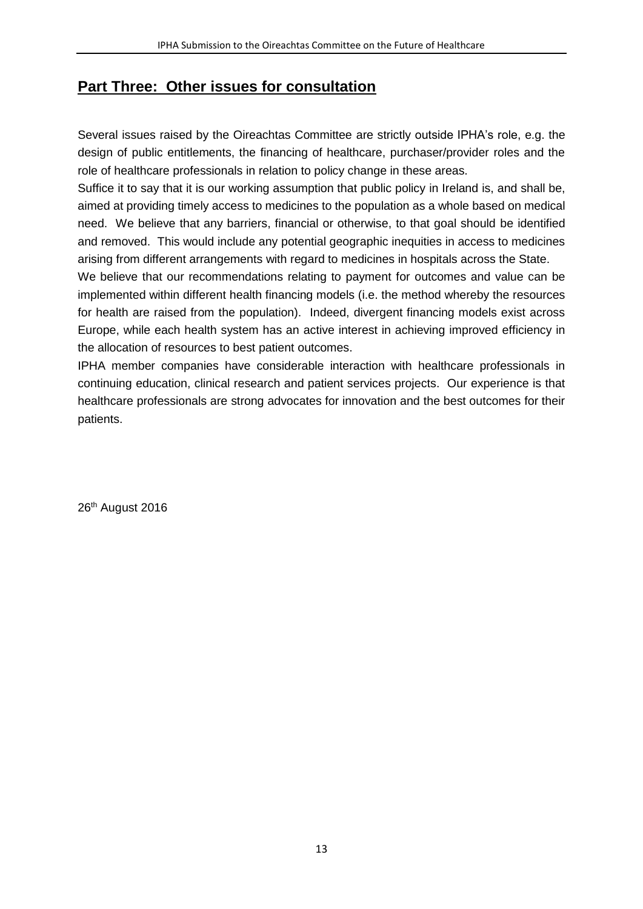## Part Three: Other issues for consultation

Several issues raised by the Oireachtas Committee are strictly outside IPHA's role, e.g. the design of public entitlements, the financing of healthcare, purchaser/provider roles and the role of healthcare professionals in relation to policy change in these areas.

Suffice it to say that it is our working assumption that public policy in Ireland is, and shall be, aimed at providing timely access to medicines to the population as a whole based on medical need. We believe that any barriers, financial or otherwise, to that goal should be identified and removed. This would include any potential geographic inequities in access to medicines arising from different arrangements with regard to medicines in hospitals across the State.

We believe that our recommendations relating to payment for outcomes and value can be implemented within different health financing models (i.e. the method whereby the resources for health are raised from the population). Indeed, divergent financing models exist across Europe, while each health system has an active interest in achieving improved efficiency in the allocation of resources to best patient outcomes.

IPHA member companies have considerable interaction with healthcare professionals in continuing education, clinical research and patient services projects. Our experience is that healthcare professionals are strong advocates for innovation and the best outcomes for their patients.

26th August 2016